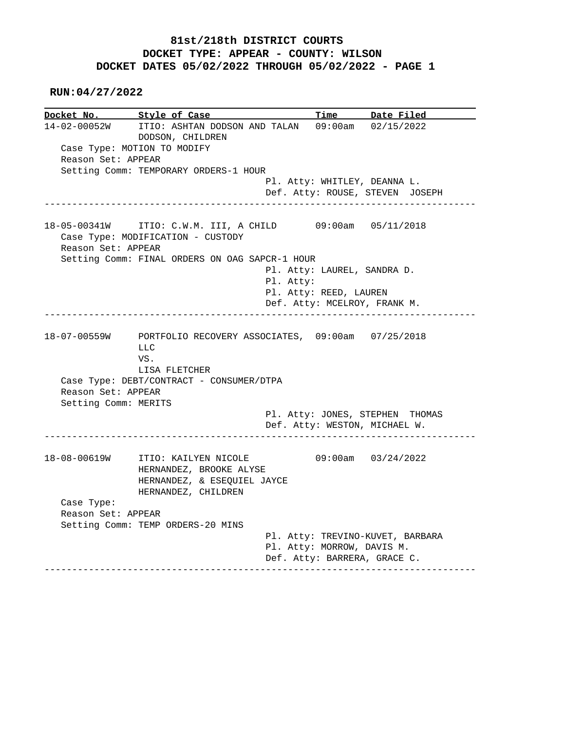# 81st/218th DISTRICT COURTS

## DOCKET TYPE: APPEAR - COUNTY: WILSON

## DOCKET DATES 05/02/2022 THROUGH 05/02/2022 - PAGE 1

**RUN:04/27/2022**

| Docket No. | Style of Case | Time | Date Filed |
|---|---|---|---|
| 14-02-00052W | ITIO: ASHTAN DODSON AND TALAN DODSON, CHILDREN | 09:00am | 02/15/2022 |

Case Type: MOTION TO MODIFY
Reason Set: APPEAR
Setting Comm: TEMPORARY ORDERS-1 HOUR

Pl. Atty: WHITLEY, DEANNA L.
Def. Atty: ROUSE, STEVEN JOSEPH

---

| Docket No. | Style of Case | Time | Date Filed |
|---|---|---|---|
| 18-05-00341W | ITIO: C.W.M. III, A CHILD | 09:00am | 05/11/2018 |

Case Type: MODIFICATION - CUSTODY
Reason Set: APPEAR
Setting Comm: FINAL ORDERS ON OAG SAPCR-1 HOUR

Pl. Atty: LAUREL, SANDRA D.
Pl. Atty:
Pl. Atty: REED, LAUREN
Def. Atty: MCELROY, FRANK M.

---

| Docket No. | Style of Case | Time | Date Filed |
|---|---|---|---|
| 18-07-00559W | PORTFOLIO RECOVERY ASSOCIATES, LLC VS. LISA FLETCHER | 09:00am | 07/25/2018 |

Case Type: DEBT/CONTRACT - CONSUMER/DTPA
Reason Set: APPEAR
Setting Comm: MERITS

Pl. Atty: JONES, STEPHEN THOMAS
Def. Atty: WESTON, MICHAEL W.

---

| Docket No. | Style of Case | Time | Date Filed |
|---|---|---|---|
| 18-08-00619W | ITIO: KAILYEN NICOLE HERNANDEZ, BROOKE ALYSE HERNANDEZ, & ESEQUIEL JAYCE HERNANDEZ, CHILDREN | 09:00am | 03/24/2022 |

Case Type:
Reason Set: APPEAR
Setting Comm: TEMP ORDERS-20 MINS

Pl. Atty: TREVINO-KUVET, BARBARA
Pl. Atty: MORROW, DAVIS M.
Def. Atty: BARRERA, GRACE C.

---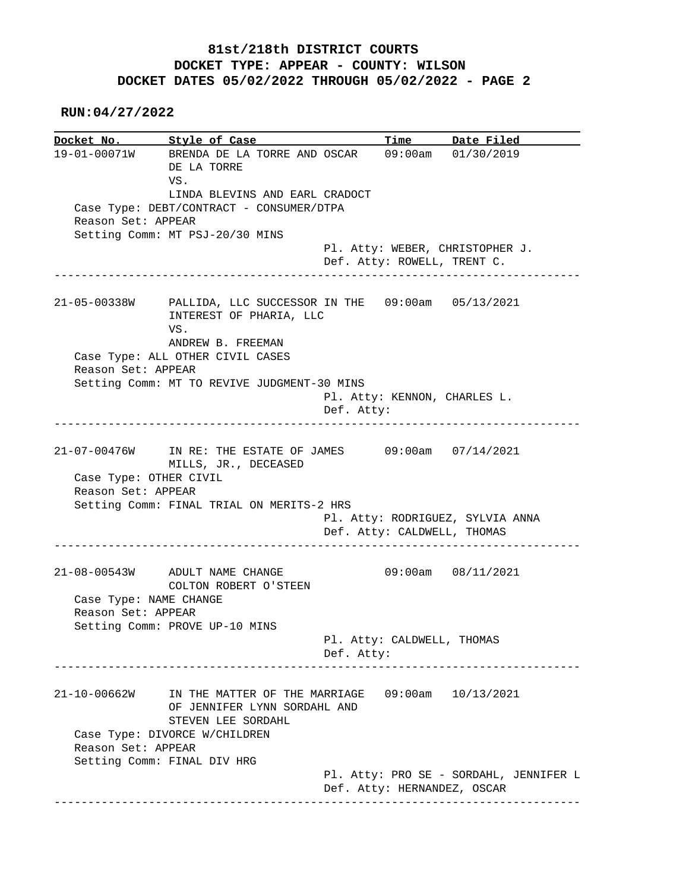# 81st/218th DISTRICT COURTS
## DOCKET TYPE: APPEAR - COUNTY: WILSON
## DOCKET DATES 05/02/2022 THROUGH 05/02/2022 - PAGE 2

**RUN:04/27/2022**

| Docket No. | Style of Case | Time | Date Filed |
|---|---|---|---|
| 19-01-00071W | BRENDA DE LA TORRE AND OSCAR DE LA TORRE VS. LINDA BLEVINS AND EARL CRADOCT | 09:00am | 01/30/2019 |

Case Type: DEBT/CONTRACT - CONSUMER/DTPA
Reason Set: APPEAR
Setting Comm: MT PSJ-20/30 MINS
Pl. Atty: WEBER, CHRISTOPHER J.
Def. Atty: ROWELL, TRENT C.

---

| Docket No. | Style of Case | Time | Date Filed |
|---|---|---|---|
| 21-05-00338W | PALLIDA, LLC SUCCESSOR IN THE INTEREST OF PHARIA, LLC VS. ANDREW B. FREEMAN | 09:00am | 05/13/2021 |

Case Type: ALL OTHER CIVIL CASES
Reason Set: APPEAR
Setting Comm: MT TO REVIVE JUDGMENT-30 MINS
Pl. Atty: KENNON, CHARLES L.
Def. Atty:

---

| Docket No. | Style of Case | Time | Date Filed |
|---|---|---|---|
| 21-07-00476W | IN RE: THE ESTATE OF JAMES MILLS, JR., DECEASED | 09:00am | 07/14/2021 |

Case Type: OTHER CIVIL
Reason Set: APPEAR
Setting Comm: FINAL TRIAL ON MERITS-2 HRS
Pl. Atty: RODRIGUEZ, SYLVIA ANNA
Def. Atty: CALDWELL, THOMAS

---

| Docket No. | Style of Case | Time | Date Filed |
|---|---|---|---|
| 21-08-00543W | ADULT NAME CHANGE COLTON ROBERT O'STEEN | 09:00am | 08/11/2021 |

Case Type: NAME CHANGE
Reason Set: APPEAR
Setting Comm: PROVE UP-10 MINS
Pl. Atty: CALDWELL, THOMAS
Def. Atty:

---

| Docket No. | Style of Case | Time | Date Filed |
|---|---|---|---|
| 21-10-00662W | IN THE MATTER OF THE MARRIAGE OF JENNIFER LYNN SORDAHL AND STEVEN LEE SORDAHL | 09:00am | 10/13/2021 |

Case Type: DIVORCE W/CHILDREN
Reason Set: APPEAR
Setting Comm: FINAL DIV HRG
Pl. Atty: PRO SE - SORDAHL, JENNIFER L
Def. Atty: HERNANDEZ, OSCAR

---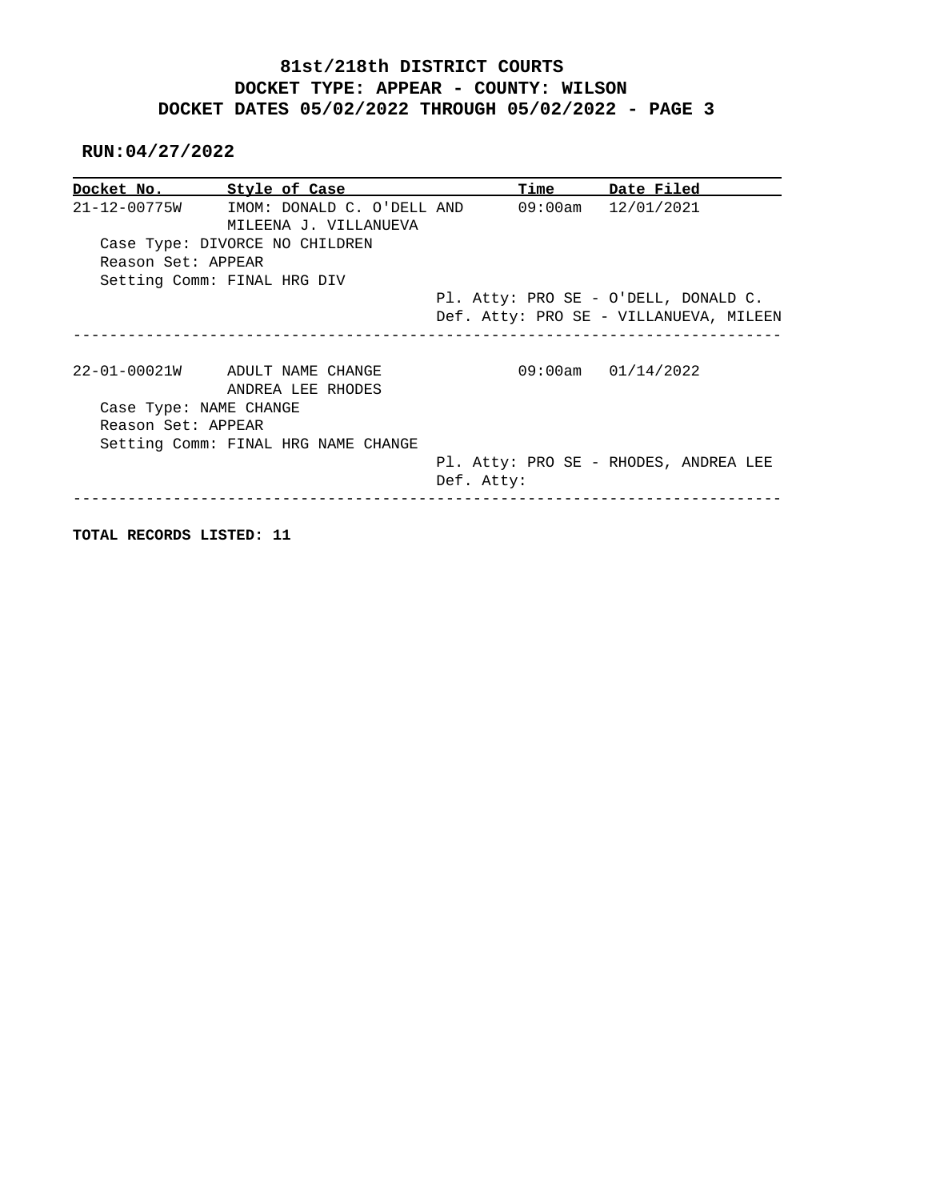**81st/218th DISTRICT COURTS**
**DOCKET TYPE: APPEAR - COUNTY: WILSON**
**DOCKET DATES 05/02/2022 THROUGH 05/02/2022 - PAGE 3**

**RUN:04/27/2022**

| Docket No. | Style of Case | Time | Date Filed |
|---|---|---|---|
| 21-12-00775W | IMOM: DONALD C. O'DELL AND MILEENA J. VILLANUEVA | 09:00am | 12/01/2021 |

Case Type: DIVORCE NO CHILDREN
Reason Set: APPEAR
Setting Comm: FINAL HRG DIV

Pl. Atty: PRO SE - O'DELL, DONALD C.
Def. Atty: PRO SE - VILLANUEVA, MILEEN

---

| Docket No. | Style of Case | Time | Date Filed |
|---|---|---|---|
| 22-01-00021W | ADULT NAME CHANGE ANDREA LEE RHODES | 09:00am | 01/14/2022 |

Case Type: NAME CHANGE
Reason Set: APPEAR
Setting Comm: FINAL HRG NAME CHANGE

Pl. Atty: PRO SE - RHODES, ANDREA LEE
Def. Atty:

---

**TOTAL RECORDS LISTED: 11**